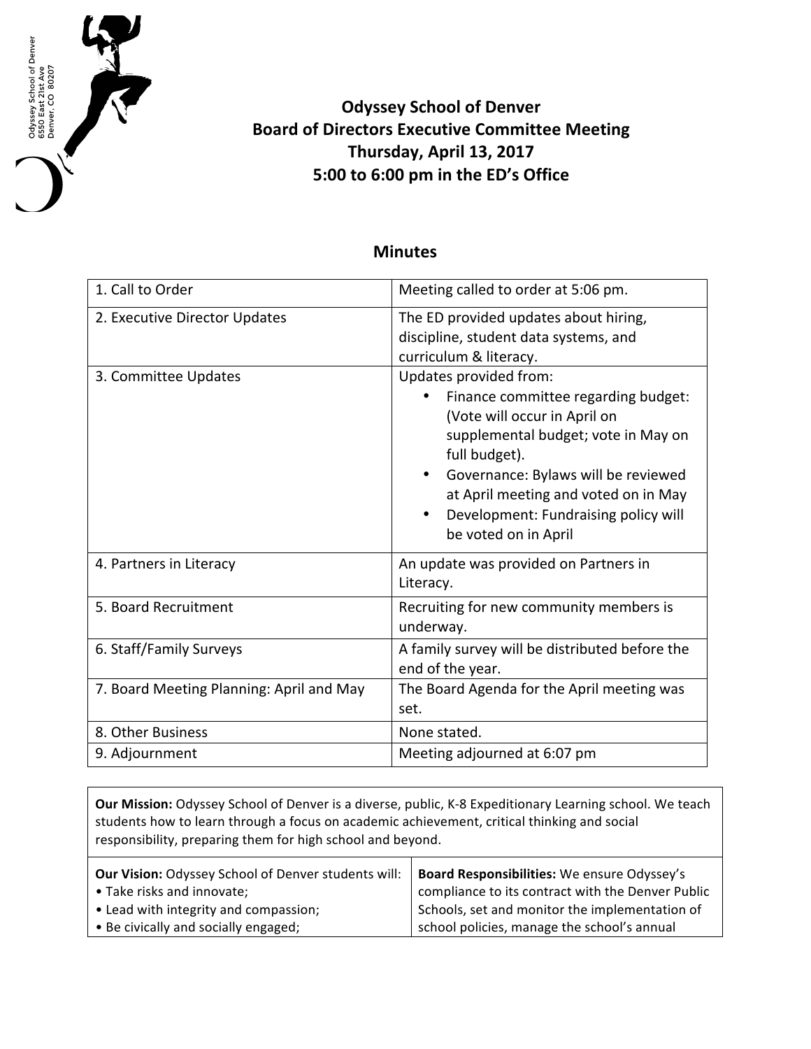Odyssey School of Denver
6550 East 21st Ave
Denver, CO 80207

# Odyssey School of Denver
## Board of Directors Executive Committee Meeting
### Thursday, April 13, 2017
### 5:00 to 6:00 pm in the ED's Office

## Minutes

| | |
|---|---|
| 1. Call to Order | Meeting called to order at 5:06 pm. |
| 2. Executive Director Updates | The ED provided updates about hiring, discipline, student data systems, and curriculum & literacy. |
| 3. Committee Updates | Updates provided from:<br>• Finance committee regarding budget: (Vote will occur in April on supplemental budget; vote in May on full budget).<br>• Governance: Bylaws will be reviewed at April meeting and voted on in May<br>• Development: Fundraising policy will be voted on in April |
| 4. Partners in Literacy | An update was provided on Partners in Literacy. |
| 5. Board Recruitment | Recruiting for new community members is underway. |
| 6. Staff/Family Surveys | A family survey will be distributed before the end of the year. |
| 7. Board Meeting Planning: April and May | The Board Agenda for the April meeting was set. |
| 8. Other Business | None stated. |
| 9. Adjournment | Meeting adjourned at 6:07 pm |

**Our Mission:** Odyssey School of Denver is a diverse, public, K-8 Expeditionary Learning school. We teach students how to learn through a focus on academic achievement, critical thinking and social responsibility, preparing them for high school and beyond.

| | |
|---|---|
| **Our Vision:** Odyssey School of Denver students will:<br>• Take risks and innovate;<br>• Lead with integrity and compassion;<br>• Be civically and socially engaged; | **Board Responsibilities:** We ensure Odyssey's compliance to its contract with the Denver Public Schools, set and monitor the implementation of school policies, manage the school's annual |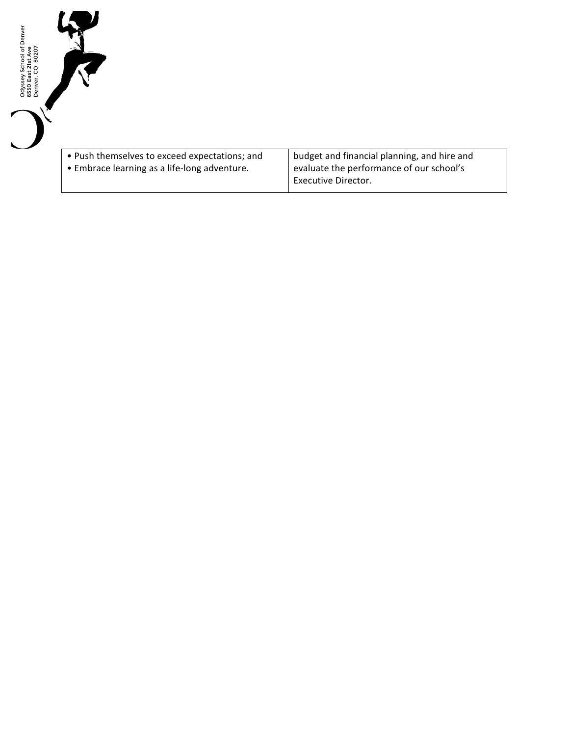| | |
|---|---|
| • Push themselves to exceed expectations; and<br>• Embrace learning as a life-long adventure. | budget and financial planning, and hire and evaluate the performance of our school's Executive Director. |